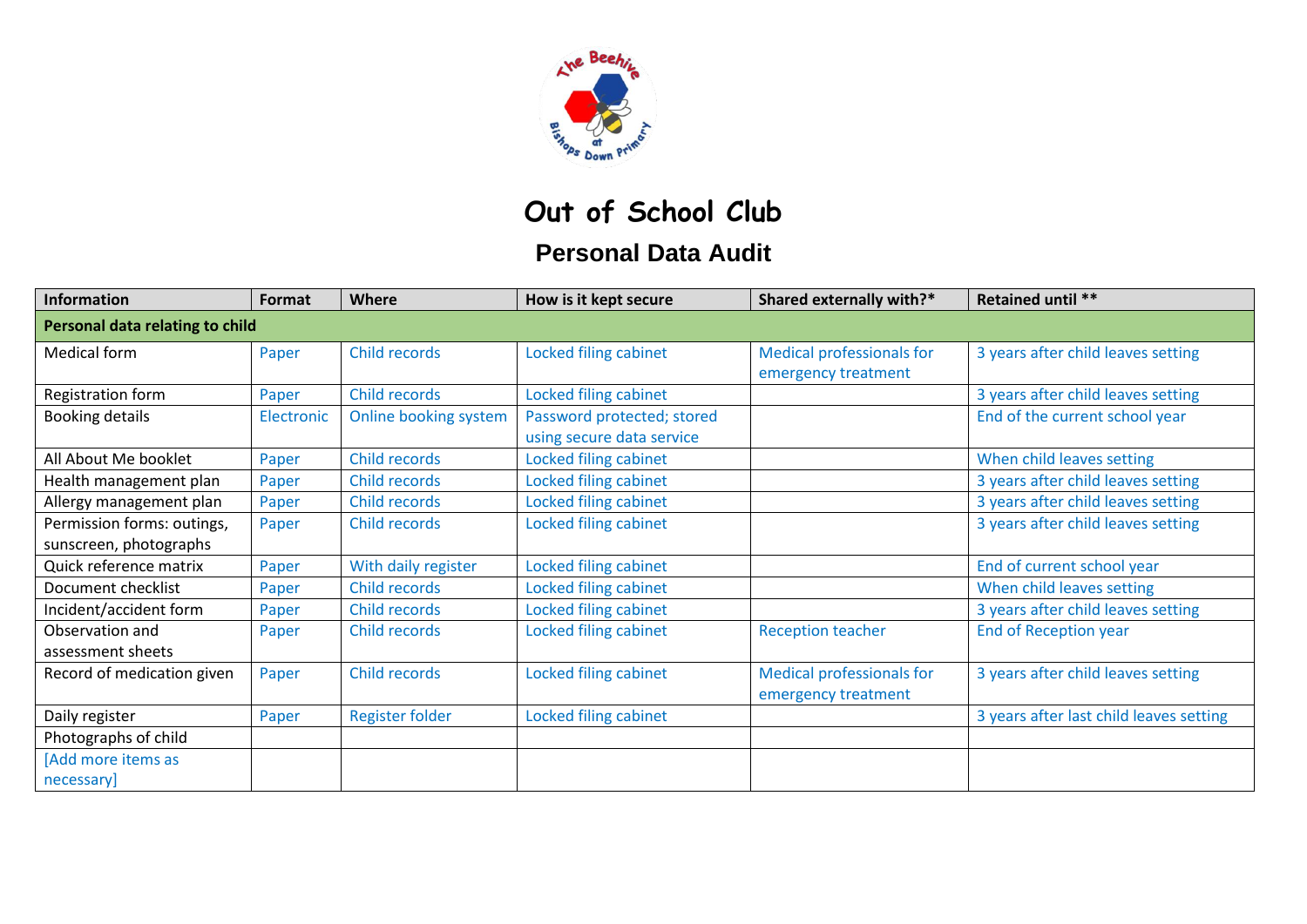# Out of School Club

## Personal Data Audit

| Information | Format | Where | How is it kept secure | Shared externally with?* | Retained until ** |
|---|---|---|---|---|---|
| **Personal data relating to child** | | | | | |
| Medical form | Paper | Child records | Locked filing cabinet | Medical professionals for emergency treatment | 3 years after child leaves setting |
| Registration form | Paper | Child records | Locked filing cabinet | | 3 years after child leaves setting |
| Booking details | Electronic | Online booking system | Password protected; stored using secure data service | | End of the current school year |
| All About Me booklet | Paper | Child records | Locked filing cabinet | | When child leaves setting |
| Health management plan | Paper | Child records | Locked filing cabinet | | 3 years after child leaves setting |
| Allergy management plan | Paper | Child records | Locked filing cabinet | | 3 years after child leaves setting |
| Permission forms: outings, sunscreen, photographs | Paper | Child records | Locked filing cabinet | | 3 years after child leaves setting |
| Quick reference matrix | Paper | With daily register | Locked filing cabinet | | End of current school year |
| Document checklist | Paper | Child records | Locked filing cabinet | | When child leaves setting |
| Incident/accident form | Paper | Child records | Locked filing cabinet | | 3 years after child leaves setting |
| Observation and assessment sheets | Paper | Child records | Locked filing cabinet | Reception teacher | End of Reception year |
| Record of medication given | Paper | Child records | Locked filing cabinet | Medical professionals for emergency treatment | 3 years after child leaves setting |
| Daily register | Paper | Register folder | Locked filing cabinet | | 3 years after last child leaves setting |
| Photographs of child | | | | | |
| [Add more items as necessary] | | | | | |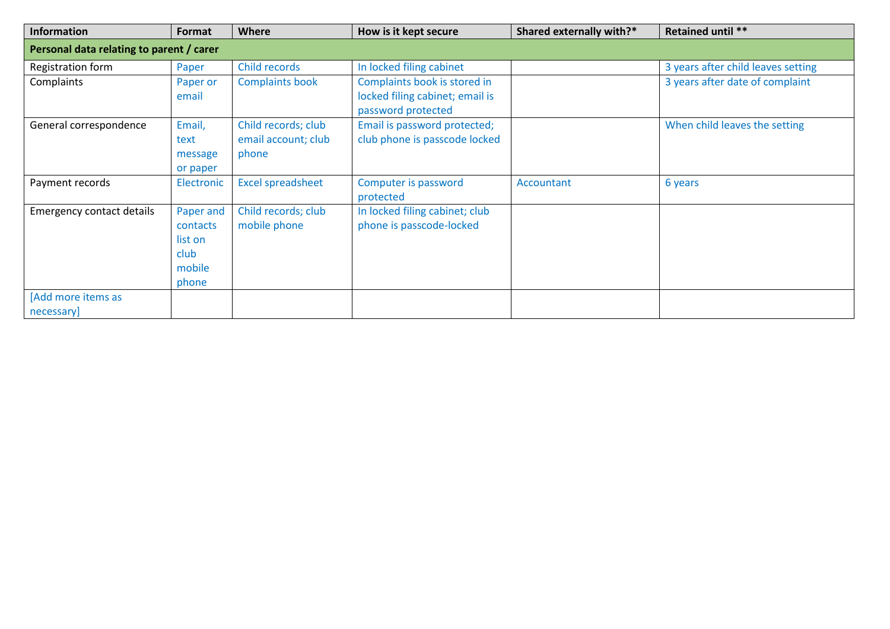| Information | Format | Where | How is it kept secure | Shared externally with?* | Retained until ** |
|---|---|---|---|---|---|
| **Personal data relating to parent / carer** | | | | | |
| Registration form | Paper | Child records | In locked filing cabinet | | 3 years after child leaves setting |
| Complaints | Paper or email | Complaints book | Complaints book is stored in locked filing cabinet; email is password protected | | 3 years after date of complaint |
| General correspondence | Email, text message or paper | Child records; club email account; club phone | Email is password protected; club phone is passcode locked | | When child leaves the setting |
| Payment records | Electronic | Excel spreadsheet | Computer is password protected | Accountant | 6 years |
| Emergency contact details | Paper and contacts list on club mobile phone | Child records; club mobile phone | In locked filing cabinet; club phone is passcode-locked | | |
| [Add more items as necessary] | | | | | |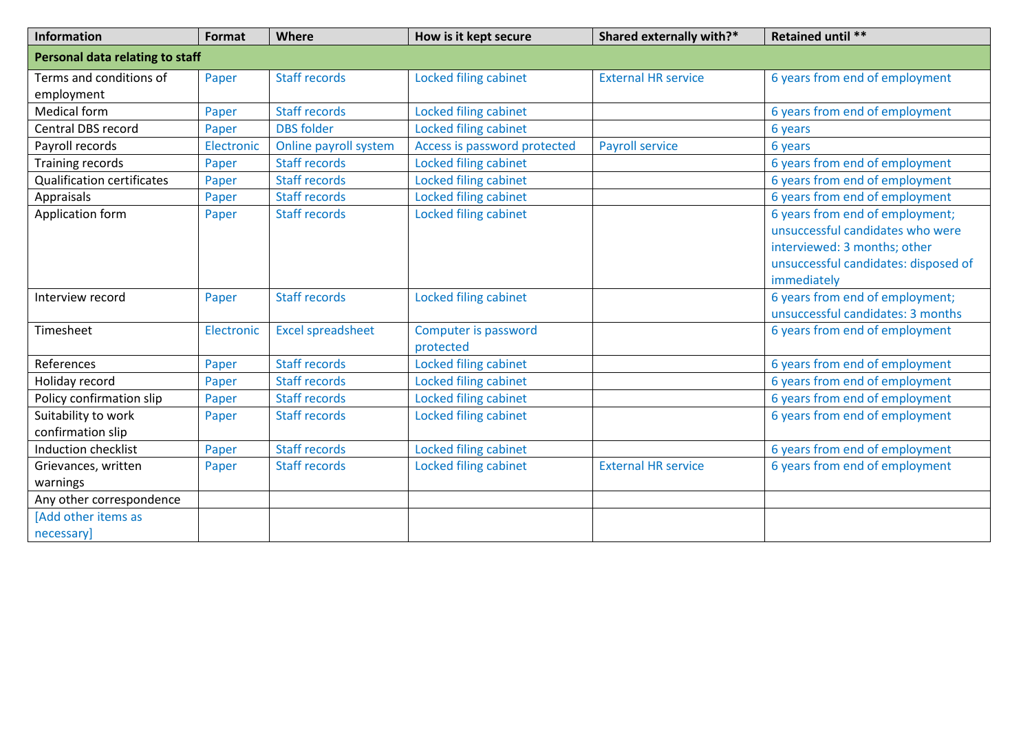| Information | Format | Where | How is it kept secure | Shared externally with?* | Retained until ** |
|---|---|---|---|---|---|
| **Personal data relating to staff** | | | | | |
| Terms and conditions of employment | Paper | Staff records | Locked filing cabinet | External HR service | 6 years from end of employment |
| Medical form | Paper | Staff records | Locked filing cabinet | | 6 years from end of employment |
| Central DBS record | Paper | DBS folder | Locked filing cabinet | | 6 years |
| Payroll records | Electronic | Online payroll system | Access is password protected | Payroll service | 6 years |
| Training records | Paper | Staff records | Locked filing cabinet | | 6 years from end of employment |
| Qualification certificates | Paper | Staff records | Locked filing cabinet | | 6 years from end of employment |
| Appraisals | Paper | Staff records | Locked filing cabinet | | 6 years from end of employment |
| Application form | Paper | Staff records | Locked filing cabinet | | 6 years from end of employment; unsuccessful candidates who were interviewed: 3 months; other unsuccessful candidates: disposed of immediately |
| Interview record | Paper | Staff records | Locked filing cabinet | | 6 years from end of employment; unsuccessful candidates: 3 months |
| Timesheet | Electronic | Excel spreadsheet | Computer is password protected | | 6 years from end of employment |
| References | Paper | Staff records | Locked filing cabinet | | 6 years from end of employment |
| Holiday record | Paper | Staff records | Locked filing cabinet | | 6 years from end of employment |
| Policy confirmation slip | Paper | Staff records | Locked filing cabinet | | 6 years from end of employment |
| Suitability to work confirmation slip | Paper | Staff records | Locked filing cabinet | | 6 years from end of employment |
| Induction checklist | Paper | Staff records | Locked filing cabinet | | 6 years from end of employment |
| Grievances, written warnings | Paper | Staff records | Locked filing cabinet | External HR service | 6 years from end of employment |
| Any other correspondence | | | | | |
| [Add other items as necessary] | | | | | |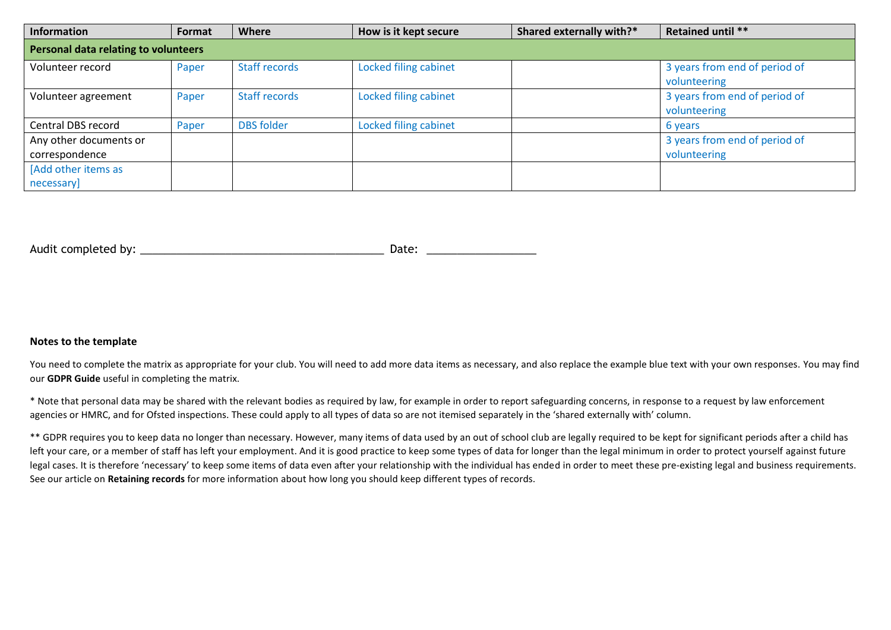| Information | Format | Where | How is it kept secure | Shared externally with?* | Retained until ** |
|---|---|---|---|---|---|
| **Personal data relating to volunteers** | | | | | |
| Volunteer record | Paper | Staff records | Locked filing cabinet | | 3 years from end of period of volunteering |
| Volunteer agreement | Paper | Staff records | Locked filing cabinet | | 3 years from end of period of volunteering |
| Central DBS record | Paper | DBS folder | Locked filing cabinet | | 6 years |
| Any other documents or correspondence | | | | | 3 years from end of period of volunteering |
| [Add other items as necessary] | | | | | |

Audit completed by: ______________________________________ Date: _________________

**Notes to the template**

You need to complete the matrix as appropriate for your club. You will need to add more data items as necessary, and also replace the example blue text with your own responses. You may find our **GDPR Guide** useful in completing the matrix.

* Note that personal data may be shared with the relevant bodies as required by law, for example in order to report safeguarding concerns, in response to a request by law enforcement agencies or HMRC, and for Ofsted inspections. These could apply to all types of data so are not itemised separately in the 'shared externally with' column.

** GDPR requires you to keep data no longer than necessary. However, many items of data used by an out of school club are legally required to be kept for significant periods after a child has left your care, or a member of staff has left your employment. And it is good practice to keep some types of data for longer than the legal minimum in order to protect yourself against future legal cases. It is therefore 'necessary' to keep some items of data even after your relationship with the individual has ended in order to meet these pre-existing legal and business requirements. See our article on **Retaining records** for more information about how long you should keep different types of records.